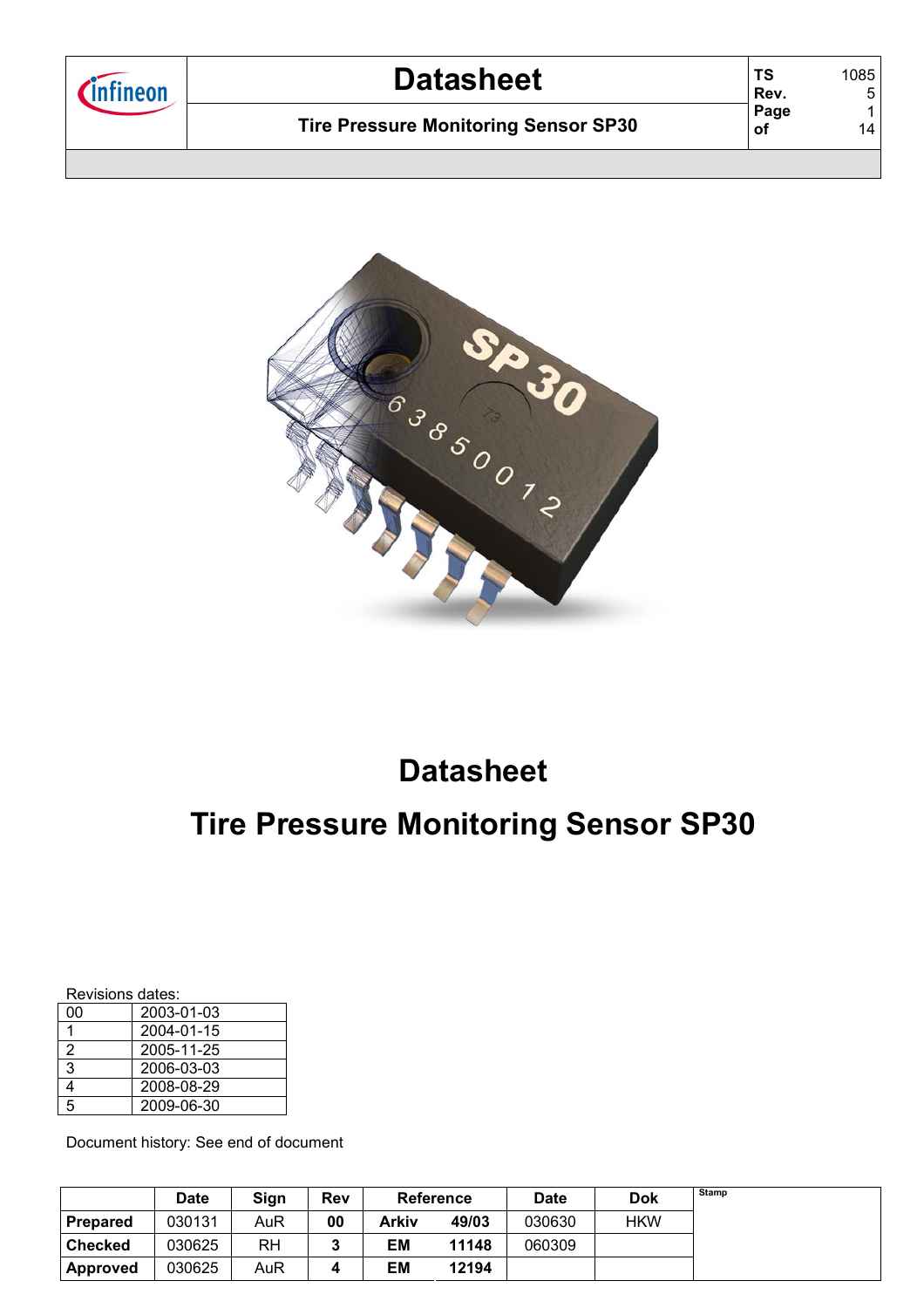# Datasheet

## Tire Pressure Monitoring Sensor SP30

Revisions dates:

| | |
|---|---|
| 00 | 2003-01-03 |
| 1 | 2004-01-15 |
| 2 | 2005-11-25 |
| 3 | 2006-03-03 |
| 4 | 2008-08-29 |
| 5 | 2009-06-30 |

Document history: See end of document

| | Date | Sign | Rev | Reference | | Date | Dok | Stamp |
|---|---|---|---|---|---|---|---|---|
| **Prepared** | 030131 | AuR | **00** | **Arkiv** | **49/03** | 030630 | HKW | |
| **Checked** | 030625 | RH | **3** | **EM** | **11148** | 060309 | | |
| **Approved** | 030625 | AuR | **4** | **EM** | **12194** | | | |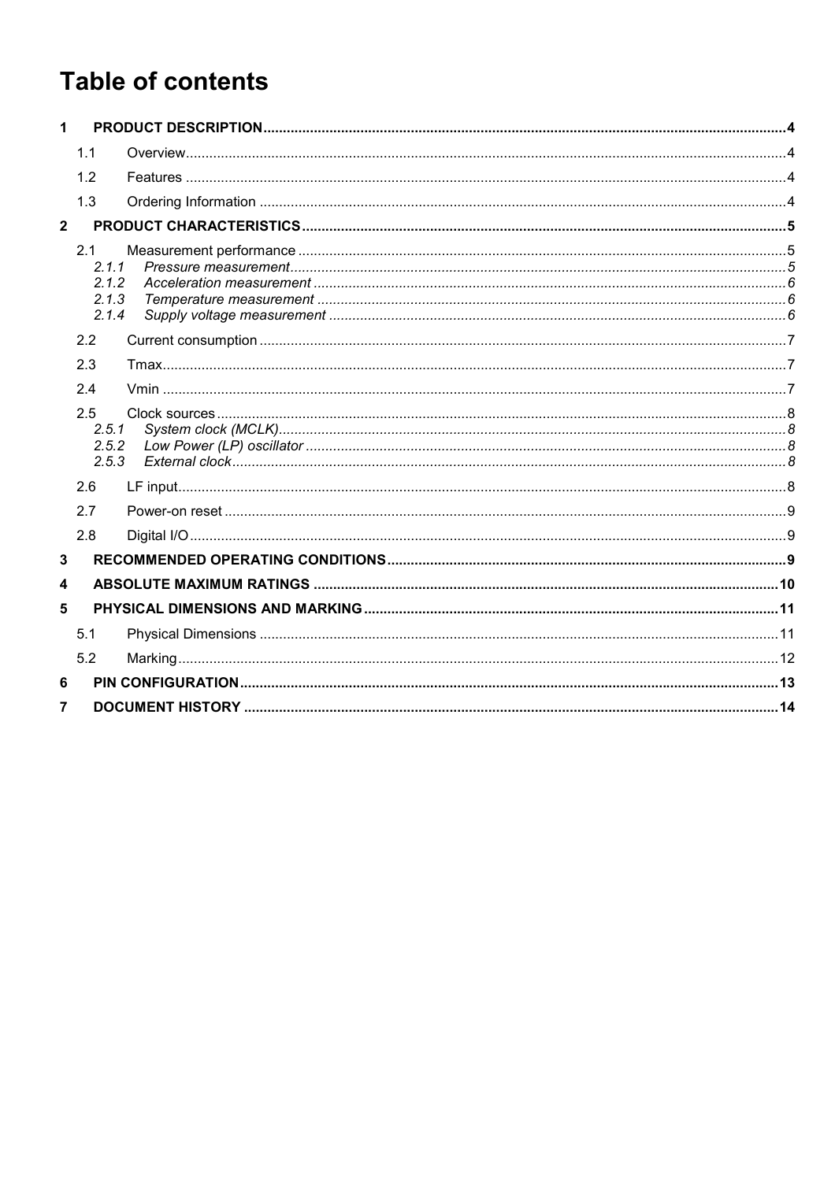# Table of contents

1 PRODUCT DESCRIPTION ..... 4
- 1.1 Overview ..... 4
- 1.2 Features ..... 4
- 1.3 Ordering Information ..... 4

2 PRODUCT CHARACTERISTICS ..... 5
- 2.1 Measurement performance ..... 5
  - *2.1.1 Pressure measurement ..... 5*
  - *2.1.2 Acceleration measurement ..... 6*
  - *2.1.3 Temperature measurement ..... 6*
  - *2.1.4 Supply voltage measurement ..... 6*
- 2.2 Current consumption ..... 7
- 2.3 Tmax ..... 7
- 2.4 Vmin ..... 7
- 2.5 Clock sources ..... 8
  - *2.5.1 System clock (MCLK) ..... 8*
  - *2.5.2 Low Power (LP) oscillator ..... 8*
  - *2.5.3 External clock ..... 8*
- 2.6 LF input ..... 8
- 2.7 Power-on reset ..... 9
- 2.8 Digital I/O ..... 9

3 RECOMMENDED OPERATING CONDITIONS ..... 9

4 ABSOLUTE MAXIMUM RATINGS ..... 10

5 PHYSICAL DIMENSIONS AND MARKING ..... 11
- 5.1 Physical Dimensions ..... 11
- 5.2 Marking ..... 12

6 PIN CONFIGURATION ..... 13

7 DOCUMENT HISTORY ..... 14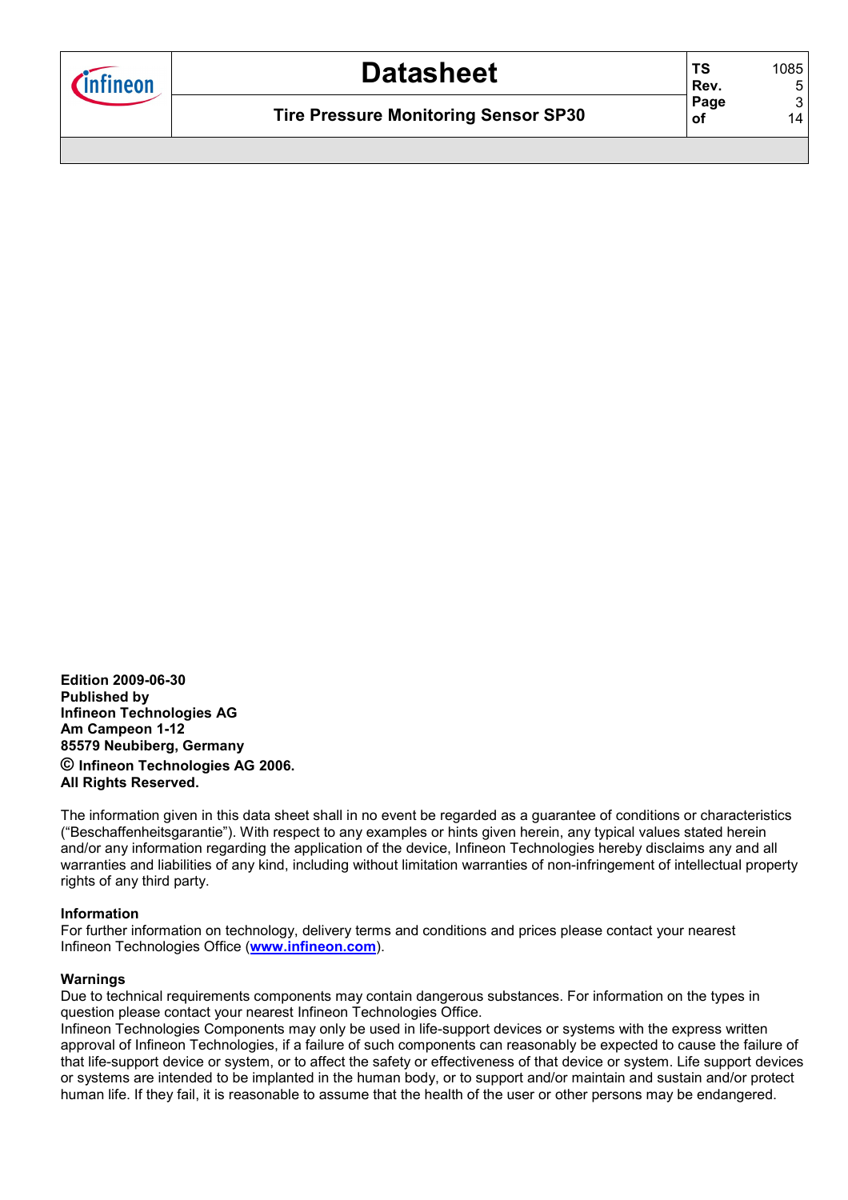**Edition 2009-06-30**
**Published by**
**Infineon Technologies AG**
**Am Campeon 1-12**
**85579 Neubiberg, Germany**
**© Infineon Technologies AG 2006.**
**All Rights Reserved.**

The information given in this data sheet shall in no event be regarded as a guarantee of conditions or characteristics ("Beschaffenheitsgarantie"). With respect to any examples or hints given herein, any typical values stated herein and/or any information regarding the application of the device, Infineon Technologies hereby disclaims any and all warranties and liabilities of any kind, including without limitation warranties of non-infringement of intellectual property rights of any third party.

**Information**

For further information on technology, delivery terms and conditions and prices please contact your nearest Infineon Technologies Office (**www.infineon.com**).

**Warnings**

Due to technical requirements components may contain dangerous substances. For information on the types in question please contact your nearest Infineon Technologies Office.

Infineon Technologies Components may only be used in life-support devices or systems with the express written approval of Infineon Technologies, if a failure of such components can reasonably be expected to cause the failure of that life-support device or system, or to affect the safety or effectiveness of that device or system. Life support devices or systems are intended to be implanted in the human body, or to support and/or maintain and sustain and/or protect human life. If they fail, it is reasonable to assume that the health of the user or other persons may be endangered.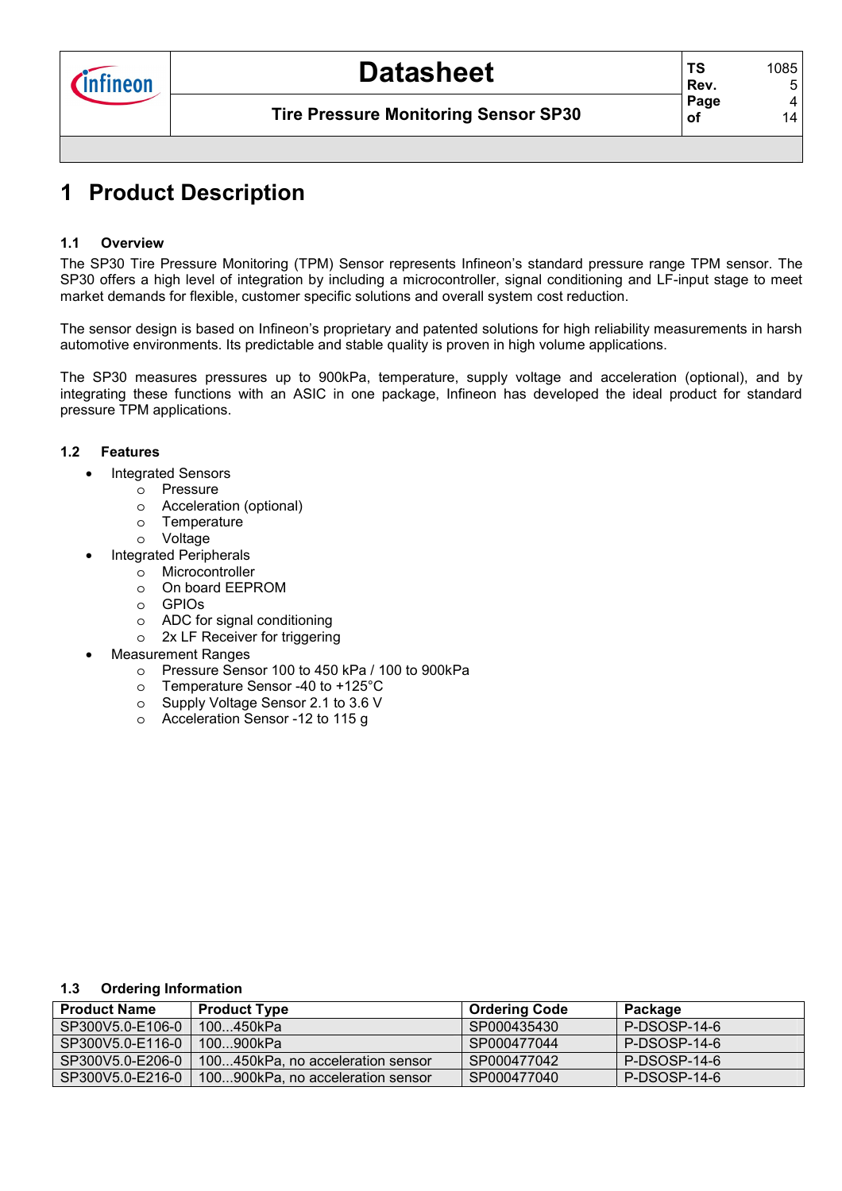# 1 Product Description

### 1.1 Overview

The SP30 Tire Pressure Monitoring (TPM) Sensor represents Infineon's standard pressure range TPM sensor. The SP30 offers a high level of integration by including a microcontroller, signal conditioning and LF-input stage to meet market demands for flexible, customer specific solutions and overall system cost reduction.

The sensor design is based on Infineon's proprietary and patented solutions for high reliability measurements in harsh automotive environments. Its predictable and stable quality is proven in high volume applications.

The SP30 measures pressures up to 900kPa, temperature, supply voltage and acceleration (optional), and by integrating these functions with an ASIC in one package, Infineon has developed the ideal product for standard pressure TPM applications.

### 1.2 Features

- Integrated Sensors
  - Pressure
  - Acceleration (optional)
  - Temperature
  - Voltage
- Integrated Peripherals
  - Microcontroller
  - On board EEPROM
  - GPIOs
  - ADC for signal conditioning
  - 2x LF Receiver for triggering
- Measurement Ranges
  - Pressure Sensor 100 to 450 kPa / 100 to 900kPa
  - Temperature Sensor -40 to +125°C
  - Supply Voltage Sensor 2.1 to 3.6 V
  - Acceleration Sensor -12 to 115 g

### 1.3 Ordering Information

| Product Name | Product Type | Ordering Code | Package |
|---|---|---|---|
| SP300V5.0-E106-0 | 100...450kPa | SP000435430 | P-DSOSP-14-6 |
| SP300V5.0-E116-0 | 100...900kPa | SP000477044 | P-DSOSP-14-6 |
| SP300V5.0-E206-0 | 100...450kPa, no acceleration sensor | SP000477042 | P-DSOSP-14-6 |
| SP300V5.0-E216-0 | 100...900kPa, no acceleration sensor | SP000477040 | P-DSOSP-14-6 |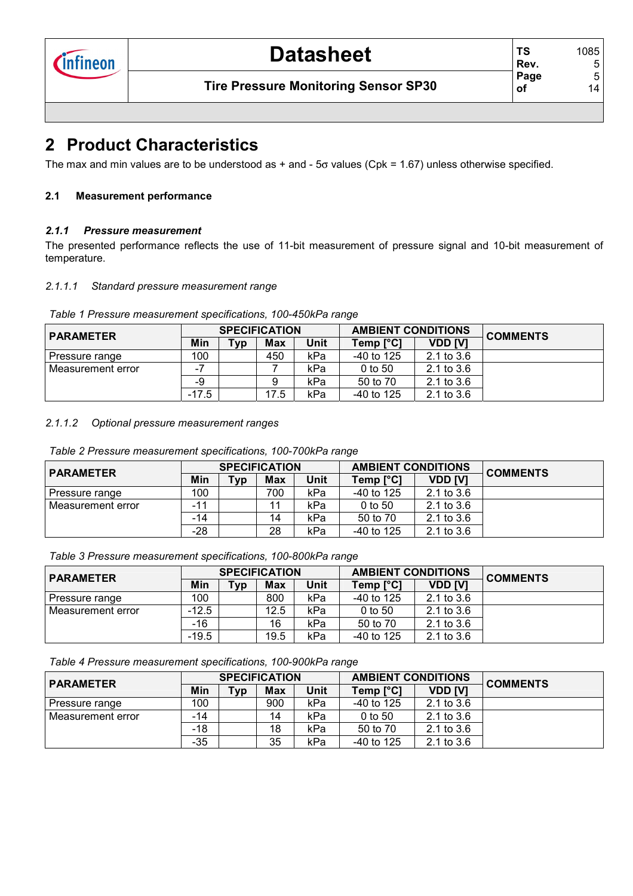# 2 Product Characteristics

The max and min values are to be understood as + and - 5σ values (Cpk = 1.67) unless otherwise specified.

## 2.1 Measurement performance

### 2.1.1 *Pressure measurement*

The presented performance reflects the use of 11-bit measurement of pressure signal and 10-bit measurement of temperature.

#### *2.1.1.1 Standard pressure measurement range*

*Table 1 Pressure measurement specifications, 100-450kPa range*

| PARAMETER | SPECIFICATION | | | | AMBIENT CONDITIONS | | COMMENTS |
|---|---|---|---|---|---|---|---|
| | Min | Typ | Max | Unit | Temp [°C] | VDD [V] | |
| Pressure range | 100 | | 450 | kPa | -40 to 125 | 2.1 to 3.6 | |
| Measurement error | -7 | | 7 | kPa | 0 to 50 | 2.1 to 3.6 | |
| | -9 | | 9 | kPa | 50 to 70 | 2.1 to 3.6 | |
| | -17.5 | | 17.5 | kPa | -40 to 125 | 2.1 to 3.6 | |

#### *2.1.1.2 Optional pressure measurement ranges*

*Table 2 Pressure measurement specifications, 100-700kPa range*

| PARAMETER | SPECIFICATION | | | | AMBIENT CONDITIONS | | COMMENTS |
|---|---|---|---|---|---|---|---|
| | Min | Typ | Max | Unit | Temp [°C] | VDD [V] | |
| Pressure range | 100 | | 700 | kPa | -40 to 125 | 2.1 to 3.6 | |
| Measurement error | -11 | | 11 | kPa | 0 to 50 | 2.1 to 3.6 | |
| | -14 | | 14 | kPa | 50 to 70 | 2.1 to 3.6 | |
| | -28 | | 28 | kPa | -40 to 125 | 2.1 to 3.6 | |

*Table 3 Pressure measurement specifications, 100-800kPa range*

| PARAMETER | SPECIFICATION | | | | AMBIENT CONDITIONS | | COMMENTS |
|---|---|---|---|---|---|---|---|
| | Min | Typ | Max | Unit | Temp [°C] | VDD [V] | |
| Pressure range | 100 | | 800 | kPa | -40 to 125 | 2.1 to 3.6 | |
| Measurement error | -12.5 | | 12.5 | kPa | 0 to 50 | 2.1 to 3.6 | |
| | -16 | | 16 | kPa | 50 to 70 | 2.1 to 3.6 | |
| | -19.5 | | 19.5 | kPa | -40 to 125 | 2.1 to 3.6 | |

*Table 4 Pressure measurement specifications, 100-900kPa range*

| PARAMETER | SPECIFICATION | | | | AMBIENT CONDITIONS | | COMMENTS |
|---|---|---|---|---|---|---|---|
| | Min | Typ | Max | Unit | Temp [°C] | VDD [V] | |
| Pressure range | 100 | | 900 | kPa | -40 to 125 | 2.1 to 3.6 | |
| Measurement error | -14 | | 14 | kPa | 0 to 50 | 2.1 to 3.6 | |
| | -18 | | 18 | kPa | 50 to 70 | 2.1 to 3.6 | |
| | -35 | | 35 | kPa | -40 to 125 | 2.1 to 3.6 | |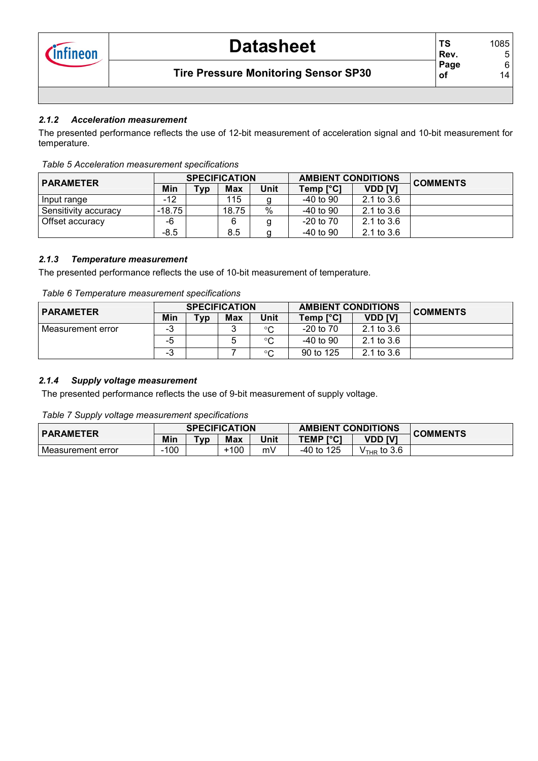### *2.1.2 Acceleration measurement*

The presented performance reflects the use of 12-bit measurement of acceleration signal and 10-bit measurement for temperature.

*Table 5 Acceleration measurement specifications*

| PARAMETER | SPECIFICATION | | | | AMBIENT CONDITIONS | | COMMENTS |
|---|---|---|---|---|---|---|---|
| | Min | Typ | Max | Unit | Temp [°C] | VDD [V] | |
| Input range | -12 | | 115 | g | -40 to 90 | 2.1 to 3.6 | |
| Sensitivity accuracy | -18.75 | | 18.75 | % | -40 to 90 | 2.1 to 3.6 | |
| Offset accuracy | -6 | | 6 | g | -20 to 70 | 2.1 to 3.6 | |
| | -8.5 | | 8.5 | g | -40 to 90 | 2.1 to 3.6 | |

### *2.1.3 Temperature measurement*

The presented performance reflects the use of 10-bit measurement of temperature.

*Table 6 Temperature measurement specifications*

| PARAMETER | SPECIFICATION | | | | AMBIENT CONDITIONS | | COMMENTS |
|---|---|---|---|---|---|---|---|
| | Min | Typ | Max | Unit | Temp [°C] | VDD [V] | |
| Measurement error | -3 | | 3 | °C | -20 to 70 | 2.1 to 3.6 | |
| | -5 | | 5 | °C | -40 to 90 | 2.1 to 3.6 | |
| | -3 | | 7 | °C | 90 to 125 | 2.1 to 3.6 | |

### *2.1.4 Supply voltage measurement*

The presented performance reflects the use of 9-bit measurement of supply voltage.

*Table 7 Supply voltage measurement specifications*

| PARAMETER | SPECIFICATION | | | | AMBIENT CONDITIONS | | COMMENTS |
|---|---|---|---|---|---|---|---|
| | Min | Typ | Max | Unit | TEMP [°C] | VDD [V] | |
| Measurement error | -100 | | +100 | mV | -40 to 125 | $V_{THR}$ to 3.6 | |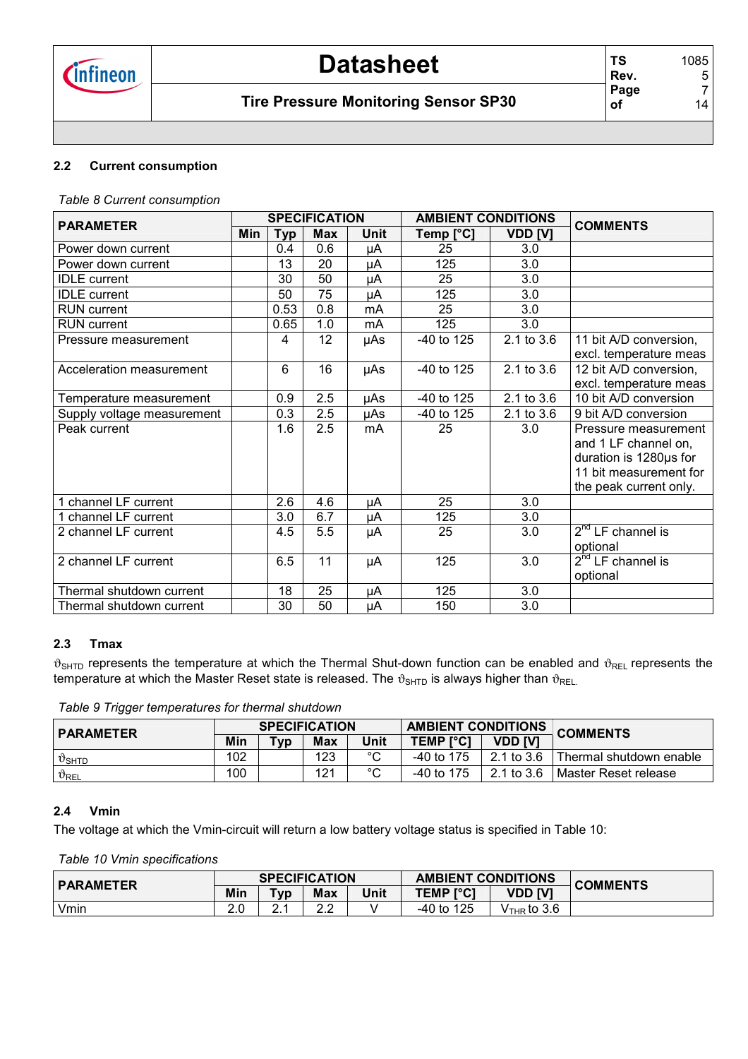## 2.2 Current consumption

*Table 8 Current consumption*

| PARAMETER | SPECIFICATION | | | | AMBIENT CONDITIONS | | COMMENTS |
|---|---|---|---|---|---|---|---|
| | Min | Typ | Max | Unit | Temp [°C] | VDD [V] | |
| Power down current | | 0.4 | 0.6 | µA | 25 | 3.0 | |
| Power down current | | 13 | 20 | µA | 125 | 3.0 | |
| IDLE current | | 30 | 50 | µA | 25 | 3.0 | |
| IDLE current | | 50 | 75 | µA | 125 | 3.0 | |
| RUN current | | 0.53 | 0.8 | mA | 25 | 3.0 | |
| RUN current | | 0.65 | 1.0 | mA | 125 | 3.0 | |
| Pressure measurement | | 4 | 12 | µAs | -40 to 125 | 2.1 to 3.6 | 11 bit A/D conversion, excl. temperature meas |
| Acceleration measurement | | 6 | 16 | µAs | -40 to 125 | 2.1 to 3.6 | 12 bit A/D conversion, excl. temperature meas |
| Temperature measurement | | 0.9 | 2.5 | µAs | -40 to 125 | 2.1 to 3.6 | 10 bit A/D conversion |
| Supply voltage measurement | | 0.3 | 2.5 | µAs | -40 to 125 | 2.1 to 3.6 | 9 bit A/D conversion |
| Peak current | | 1.6 | 2.5 | mA | 25 | 3.0 | Pressure measurement and 1 LF channel on, duration is 1280µs for 11 bit measurement for the peak current only. |
| 1 channel LF current | | 2.6 | 4.6 | µA | 25 | 3.0 | |
| 1 channel LF current | | 3.0 | 6.7 | µA | 125 | 3.0 | |
| 2 channel LF current | | 4.5 | 5.5 | µA | 25 | 3.0 | 2nd LF channel is optional |
| 2 channel LF current | | 6.5 | 11 | µA | 125 | 3.0 | 2nd LF channel is optional |
| Thermal shutdown current | | 18 | 25 | µA | 125 | 3.0 | |
| Thermal shutdown current | | 30 | 50 | µA | 150 | 3.0 | |

## 2.3 Tmax

$\vartheta_{SHTD}$ represents the temperature at which the Thermal Shut-down function can be enabled and $\vartheta_{REL}$ represents the temperature at which the Master Reset state is released. The $\vartheta_{SHTD}$ is always higher than $\vartheta_{REL}$.

*Table 9 Trigger temperatures for thermal shutdown*

| PARAMETER | SPECIFICATION | | | | AMBIENT CONDITIONS | | COMMENTS |
|---|---|---|---|---|---|---|---|
| | Min | Typ | Max | Unit | TEMP [°C] | VDD [V] | |
| $\vartheta_{SHTD}$ | 102 | | 123 | °C | -40 to 175 | 2.1 to 3.6 | Thermal shutdown enable |
| $\vartheta_{REL}$ | 100 | | 121 | °C | -40 to 175 | 2.1 to 3.6 | Master Reset release |

## 2.4 Vmin

The voltage at which the Vmin-circuit will return a low battery voltage status is specified in Table 10:

*Table 10 Vmin specifications*

| PARAMETER | SPECIFICATION | | | | AMBIENT CONDITIONS | | COMMENTS |
|---|---|---|---|---|---|---|---|
| | Min | Typ | Max | Unit | TEMP [°C] | VDD [V] | |
| Vmin | 2.0 | 2.1 | 2.2 | V | -40 to 125 | $V_{THR}$ to 3.6 | |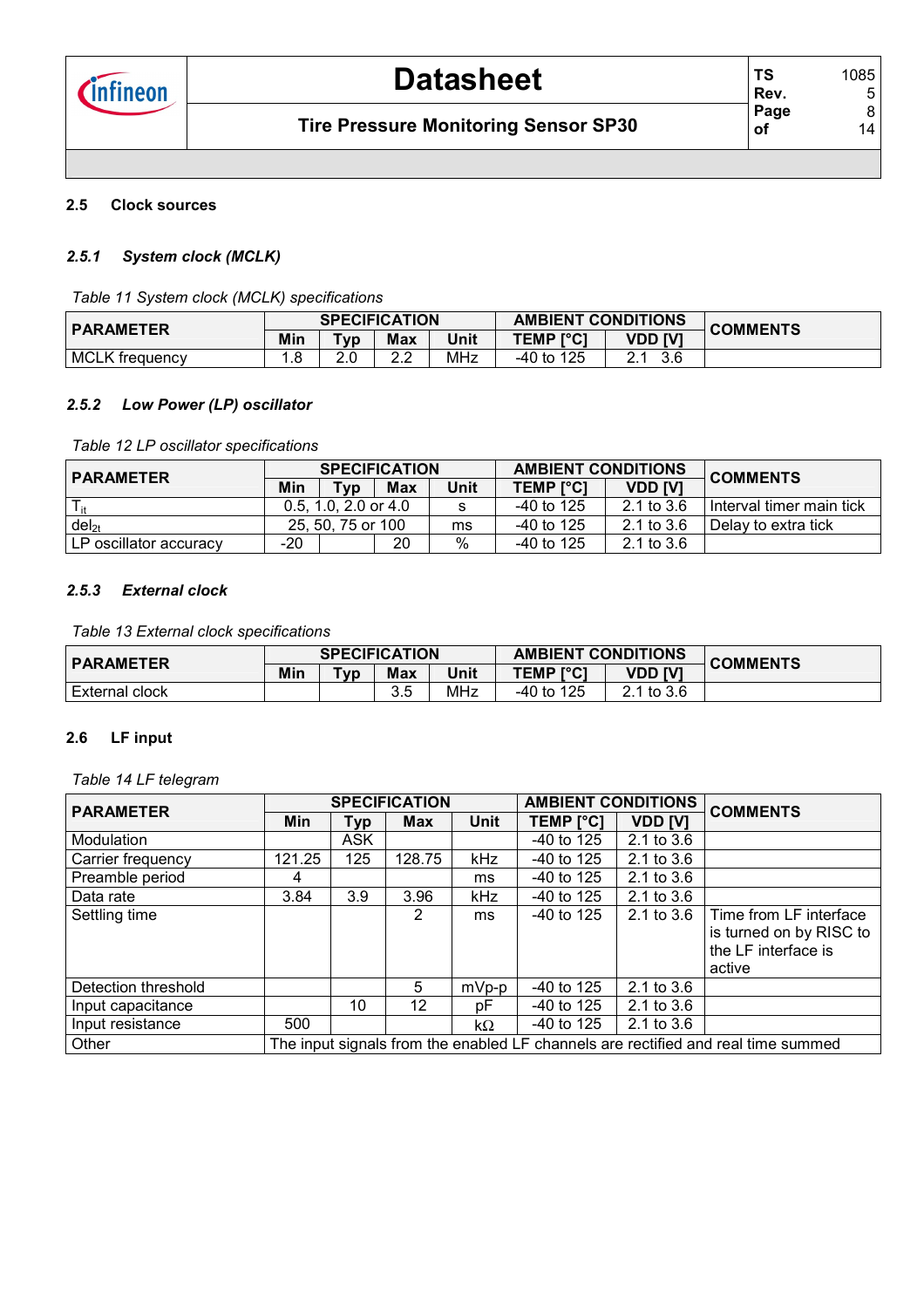## 2.5 Clock sources

### *2.5.1 System clock (MCLK)*

*Table 11 System clock (MCLK) specifications*

| PARAMETER | SPECIFICATION | | | | AMBIENT CONDITIONS | | COMMENTS |
|---|---|---|---|---|---|---|---|
| | Min | Typ | Max | Unit | TEMP [°C] | VDD [V] | |
| MCLK frequency | 1.8 | 2.0 | 2.2 | MHz | -40 to 125 | 2.1 3.6 | |

### *2.5.2 Low Power (LP) oscillator*

*Table 12 LP oscillator specifications*

| PARAMETER | SPECIFICATION | | | | AMBIENT CONDITIONS | | COMMENTS |
|---|---|---|---|---|---|---|---|
| | Min | Typ | Max | Unit | TEMP [°C] | VDD [V] | |
| $T_{it}$ | 0.5, 1.0, 2.0 or 4.0 | | | s | -40 to 125 | 2.1 to 3.6 | Interval timer main tick |
| $del_{2t}$ | 25, 50, 75 or 100 | | | ms | -40 to 125 | 2.1 to 3.6 | Delay to extra tick |
| LP oscillator accuracy | -20 | | 20 | % | -40 to 125 | 2.1 to 3.6 | |

### *2.5.3 External clock*

*Table 13 External clock specifications*

| PARAMETER | SPECIFICATION | | | | AMBIENT CONDITIONS | | COMMENTS |
|---|---|---|---|---|---|---|---|
| | Min | Typ | Max | Unit | TEMP [°C] | VDD [V] | |
| External clock | | | 3.5 | MHz | -40 to 125 | 2.1 to 3.6 | |

## 2.6 LF input

*Table 14 LF telegram*

| PARAMETER | SPECIFICATION | | | | AMBIENT CONDITIONS | | COMMENTS |
|---|---|---|---|---|---|---|---|
| | Min | Typ | Max | Unit | TEMP [°C] | VDD [V] | |
| Modulation | | ASK | | | -40 to 125 | 2.1 to 3.6 | |
| Carrier frequency | 121.25 | 125 | 128.75 | kHz | -40 to 125 | 2.1 to 3.6 | |
| Preamble period | 4 | | | ms | -40 to 125 | 2.1 to 3.6 | |
| Data rate | 3.84 | 3.9 | 3.96 | kHz | -40 to 125 | 2.1 to 3.6 | |
| Settling time | | | 2 | ms | -40 to 125 | 2.1 to 3.6 | Time from LF interface is turned on by RISC to the LF interface is active |
| Detection threshold | | | 5 | mVp-p | -40 to 125 | 2.1 to 3.6 | |
| Input capacitance | | 10 | 12 | pF | -40 to 125 | 2.1 to 3.6 | |
| Input resistance | 500 | | | kΩ | -40 to 125 | 2.1 to 3.6 | |
| Other | The input signals from the enabled LF channels are rectified and real time summed | | | | | | |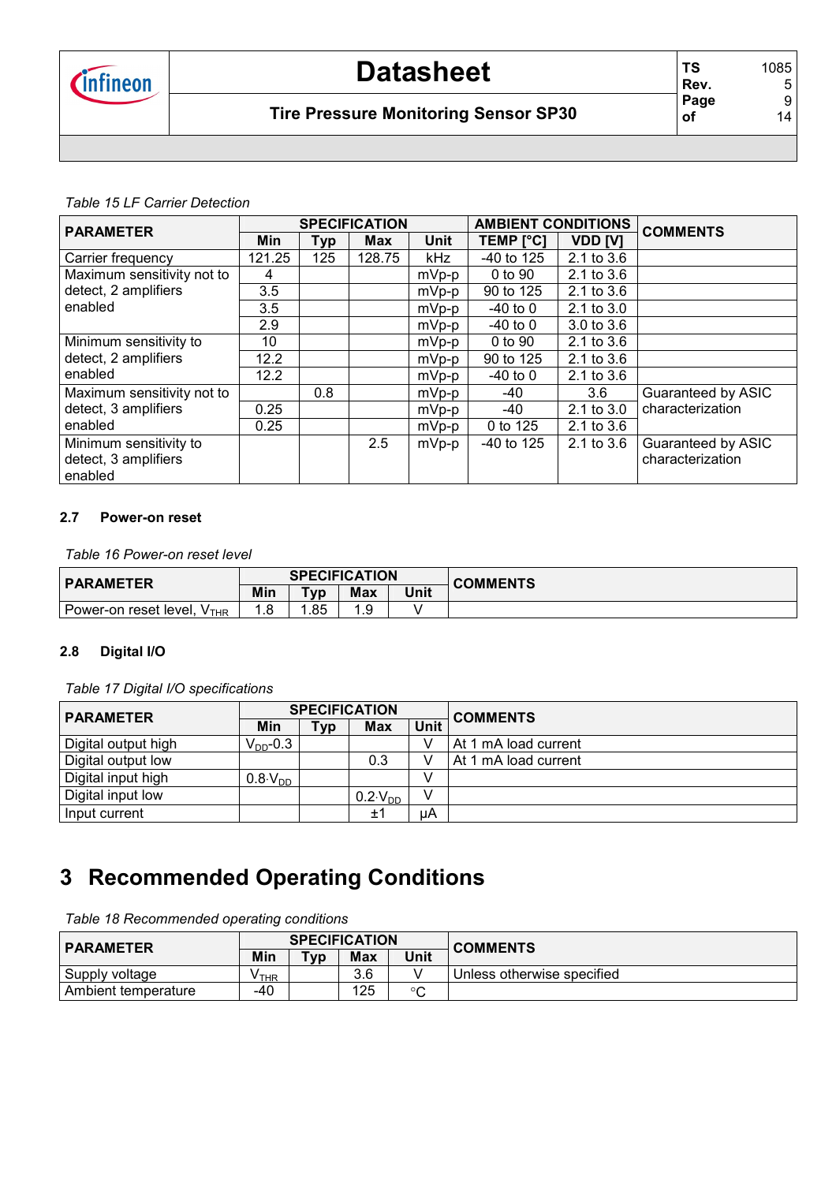*Table 15 LF Carrier Detection*

| PARAMETER | SPECIFICATION | | | | AMBIENT CONDITIONS | | COMMENTS |
|---|---|---|---|---|---|---|---|
| | Min | Typ | Max | Unit | TEMP [°C] | VDD [V] | |
| Carrier frequency | 121.25 | 125 | 128.75 | kHz | -40 to 125 | 2.1 to 3.6 | |
| Maximum sensitivity not to detect, 2 amplifiers enabled | 4 | | | mVp-p | 0 to 90 | 2.1 to 3.6 | |
| | 3.5 | | | mVp-p | 90 to 125 | 2.1 to 3.6 | |
| | 3.5 | | | mVp-p | -40 to 0 | 2.1 to 3.0 | |
| | 2.9 | | | mVp-p | -40 to 0 | 3.0 to 3.6 | |
| Minimum sensitivity to detect, 2 amplifiers enabled | 10 | | | mVp-p | 0 to 90 | 2.1 to 3.6 | |
| | 12.2 | | | mVp-p | 90 to 125 | 2.1 to 3.6 | |
| | 12.2 | | | mVp-p | -40 to 0 | 2.1 to 3.6 | |
| Maximum sensitivity not to detect, 3 amplifiers enabled | | 0.8 | | mVp-p | -40 | 3.6 | Guaranteed by ASIC characterization |
| | 0.25 | | | mVp-p | -40 | 2.1 to 3.0 | |
| | 0.25 | | | mVp-p | 0 to 125 | 2.1 to 3.6 | |
| Minimum sensitivity to detect, 3 amplifiers enabled | | | 2.5 | mVp-p | -40 to 125 | 2.1 to 3.6 | Guaranteed by ASIC characterization |

### 2.7 Power-on reset

*Table 16 Power-on reset level*

| PARAMETER | SPECIFICATION | | | | COMMENTS |
|---|---|---|---|---|---|
| | Min | Typ | Max | Unit | |
| Power-on reset level, $V_{THR}$ | 1.8 | 1.85 | 1.9 | V | |

### 2.8 Digital I/O

*Table 17 Digital I/O specifications*

| PARAMETER | SPECIFICATION | | | | COMMENTS |
|---|---|---|---|---|---|
| | Min | Typ | Max | Unit | |
| Digital output high | $V_{DD}$-0.3 | | | V | At 1 mA load current |
| Digital output low | | | 0.3 | V | At 1 mA load current |
| Digital input high | $0.8 \cdot V_{DD}$ | | | V | |
| Digital input low | | | $0.2 \cdot V_{DD}$ | V | |
| Input current | | | ±1 | µA | |

# 3 Recommended Operating Conditions

*Table 18 Recommended operating conditions*

| PARAMETER | SPECIFICATION | | | | COMMENTS |
|---|---|---|---|---|---|
| | Min | Typ | Max | Unit | |
| Supply voltage | $V_{THR}$ | | 3.6 | V | Unless otherwise specified |
| Ambient temperature | -40 | | 125 | °C | |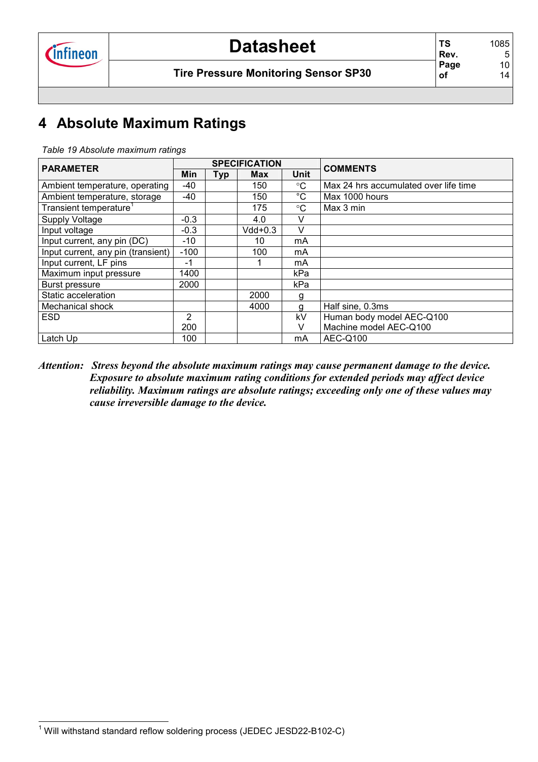# 4 Absolute Maximum Ratings

*Table 19 Absolute maximum ratings*

| PARAMETER | SPECIFICATION | | | | COMMENTS |
|---|---|---|---|---|---|
| | Min | Typ | Max | Unit | |
| Ambient temperature, operating | -40 | | 150 | °C | Max 24 hrs accumulated over life time |
| Ambient temperature, storage | -40 | | 150 | °C | Max 1000 hours |
| Transient temperature[1] | | | 175 | °C | Max 3 min |
| Supply Voltage | -0.3 | | 4.0 | V | |
| Input voltage | -0.3 | | Vdd+0.3 | V | |
| Input current, any pin (DC) | -10 | | 10 | mA | |
| Input current, any pin (transient) | -100 | | 100 | mA | |
| Input current, LF pins | -1 | | 1 | mA | |
| Maximum input pressure | 1400 | | | kPa | |
| Burst pressure | 2000 | | | kPa | |
| Static acceleration | | | 2000 | g | |
| Mechanical shock | | | 4000 | g | Half sine, 0.3ms |
| ESD | 2<br>200 | | | kV<br>V | Human body model AEC-Q100<br>Machine model AEC-Q100 |
| Latch Up | 100 | | | mA | AEC-Q100 |

***Attention:** Stress beyond the absolute maximum ratings may cause permanent damage to the device. Exposure to absolute maximum rating conditions for extended periods may affect device reliability. Maximum ratings are absolute ratings; exceeding only one of these values may cause irreversible damage to the device.*

[1] Will withstand standard reflow soldering process (JEDEC JESD22-B102-C)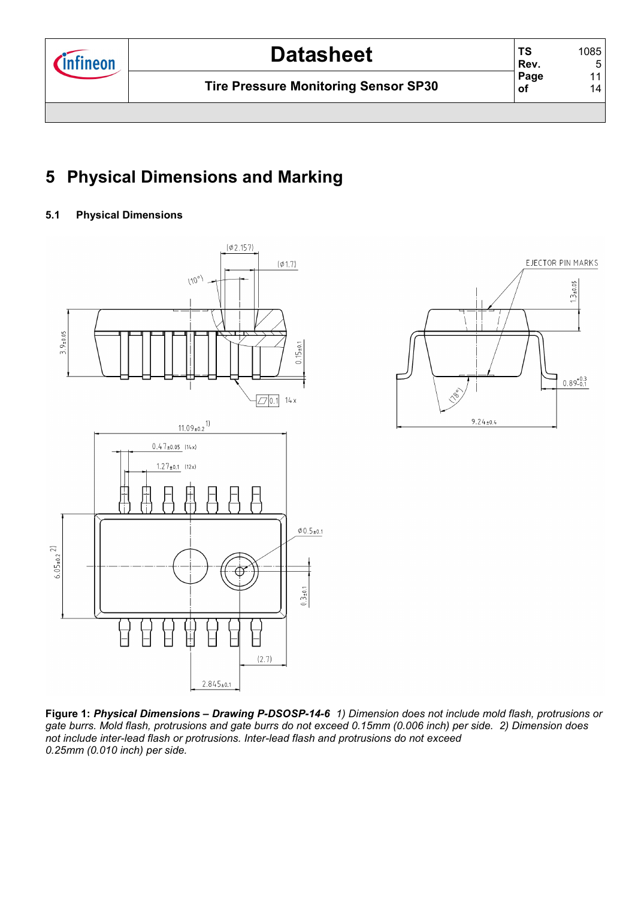# 5 Physical Dimensions and Marking

### 5.1 Physical Dimensions

**Figure 1:** ***Physical Dimensions – Drawing P-DSOSP-14-6*** *1) Dimension does not include mold flash, protrusions or gate burrs. Mold flash, protrusions and gate burrs do not exceed 0.15mm (0.006 inch) per side. 2) Dimension does not include inter-lead flash or protrusions. Inter-lead flash and protrusions do not exceed 0.25mm (0.010 inch) per side.*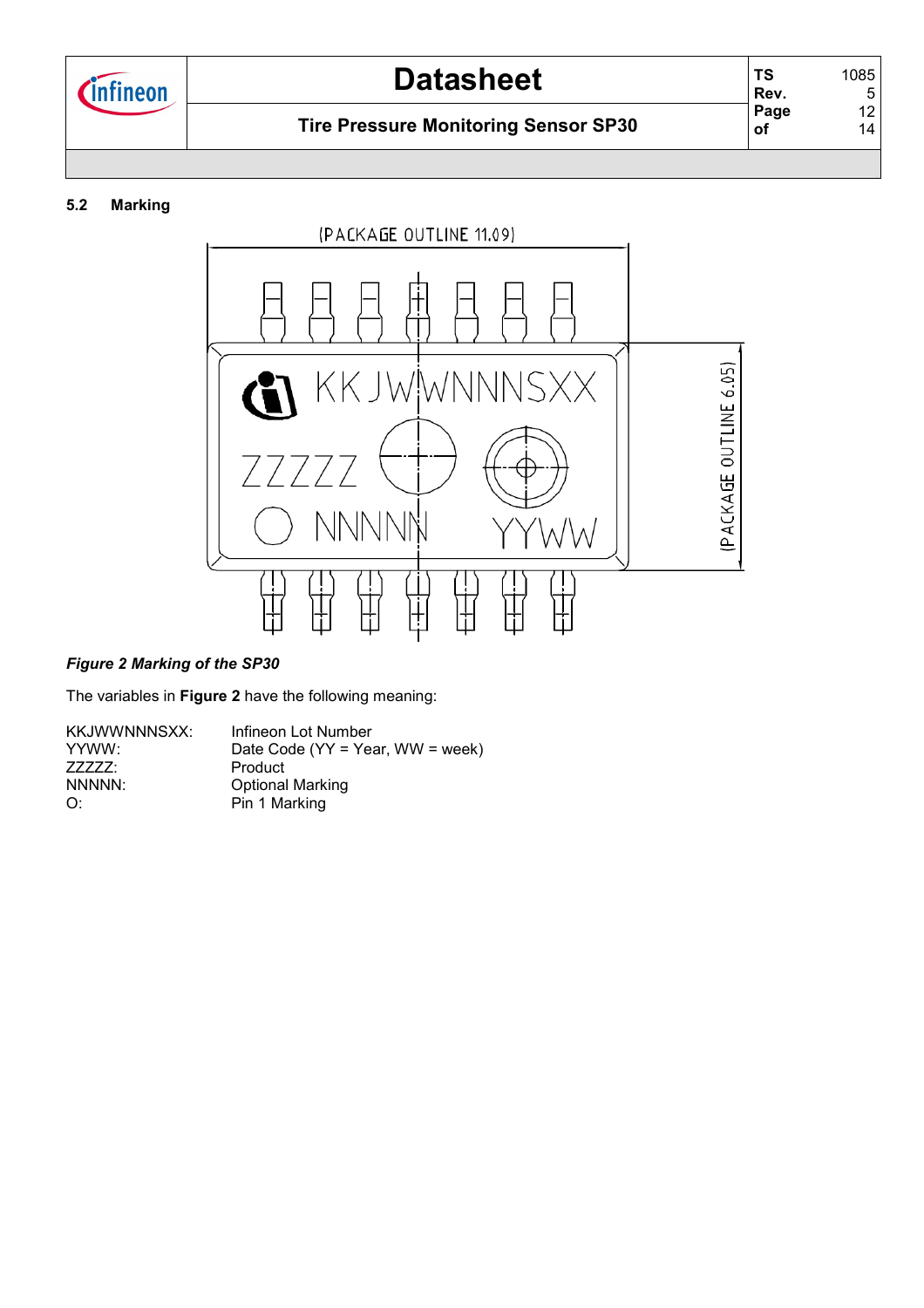### 5.2 Marking

*Figure 2 Marking of the SP30*

The variables in **Figure 2** have the following meaning:

| | |
|---|---|
| KKJWWNNNSXX: | Infineon Lot Number |
| YYWW: | Date Code (YY = Year, WW = week) |
| ZZZZZ: | Product |
| NNNNN: | Optional Marking |
| O: | Pin 1 Marking |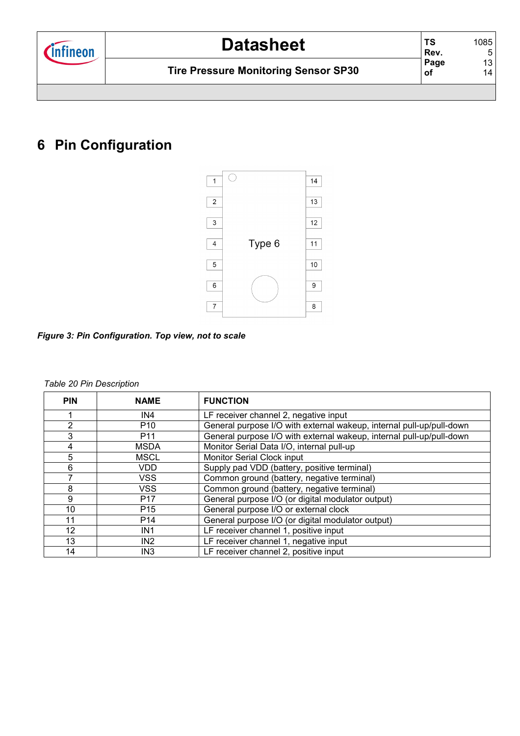# 6 Pin Configuration

*Figure 3: Pin Configuration. Top view, not to scale*

*Table 20 Pin Description*

| PIN | NAME | FUNCTION |
|---|---|---|
| 1 | IN4 | LF receiver channel 2, negative input |
| 2 | P10 | General purpose I/O with external wakeup, internal pull-up/pull-down |
| 3 | P11 | General purpose I/O with external wakeup, internal pull-up/pull-down |
| 4 | MSDA | Monitor Serial Data I/O, internal pull-up |
| 5 | MSCL | Monitor Serial Clock input |
| 6 | VDD | Supply pad VDD (battery, positive terminal) |
| 7 | VSS | Common ground (battery, negative terminal) |
| 8 | VSS | Common ground (battery, negative terminal) |
| 9 | P17 | General purpose I/O (or digital modulator output) |
| 10 | P15 | General purpose I/O or external clock |
| 11 | P14 | General purpose I/O (or digital modulator output) |
| 12 | IN1 | LF receiver channel 1, positive input |
| 13 | IN2 | LF receiver channel 1, negative input |
| 14 | IN3 | LF receiver channel 2, positive input |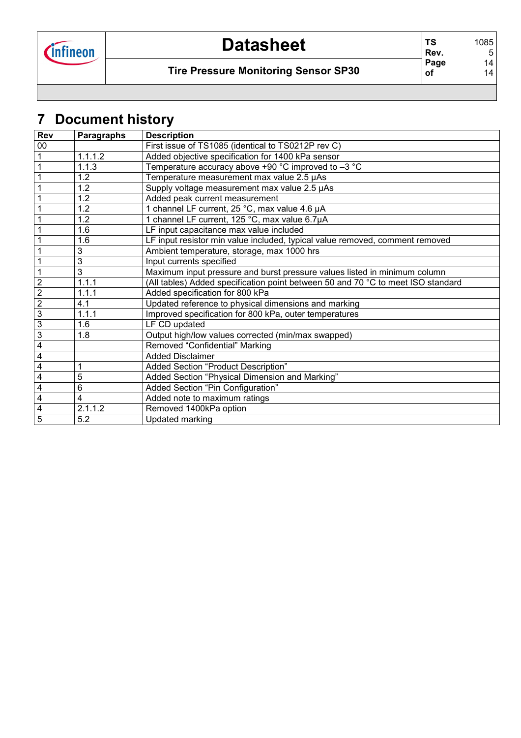# 7 Document history

| Rev | Paragraphs | Description |
|---|---|---|
| 00 | | First issue of TS1085 (identical to TS0212P rev C) |
| 1 | 1.1.1.2 | Added objective specification for 1400 kPa sensor |
| 1 | 1.1.3 | Temperature accuracy above +90 °C improved to –3 °C |
| 1 | 1.2 | Temperature measurement max value 2.5 µAs |
| 1 | 1.2 | Supply voltage measurement max value 2.5 µAs |
| 1 | 1.2 | Added peak current measurement |
| 1 | 1.2 | 1 channel LF current, 25 °C, max value 4.6 µA |
| 1 | 1.2 | 1 channel LF current, 125 °C, max value 6.7µA |
| 1 | 1.6 | LF input capacitance max value included |
| 1 | 1.6 | LF input resistor min value included, typical value removed, comment removed |
| 1 | 3 | Ambient temperature, storage, max 1000 hrs |
| 1 | 3 | Input currents specified |
| 1 | 3 | Maximum input pressure and burst pressure values listed in minimum column |
| 2 | 1.1.1 | (All tables) Added specification point between 50 and 70 °C to meet ISO standard |
| 2 | 1.1.1 | Added specification for 800 kPa |
| 2 | 4.1 | Updated reference to physical dimensions and marking |
| 3 | 1.1.1 | Improved specification for 800 kPa, outer temperatures |
| 3 | 1.6 | LF CD updated |
| 3 | 1.8 | Output high/low values corrected (min/max swapped) |
| 4 | | Removed “Confidential” Marking |
| 4 | | Added Disclaimer |
| 4 | 1 | Added Section “Product Description” |
| 4 | 5 | Added Section “Physical Dimension and Marking” |
| 4 | 6 | Added Section “Pin Configuration” |
| 4 | 4 | Added note to maximum ratings |
| 4 | 2.1.1.2 | Removed 1400kPa option |
| 5 | 5.2 | Updated marking |